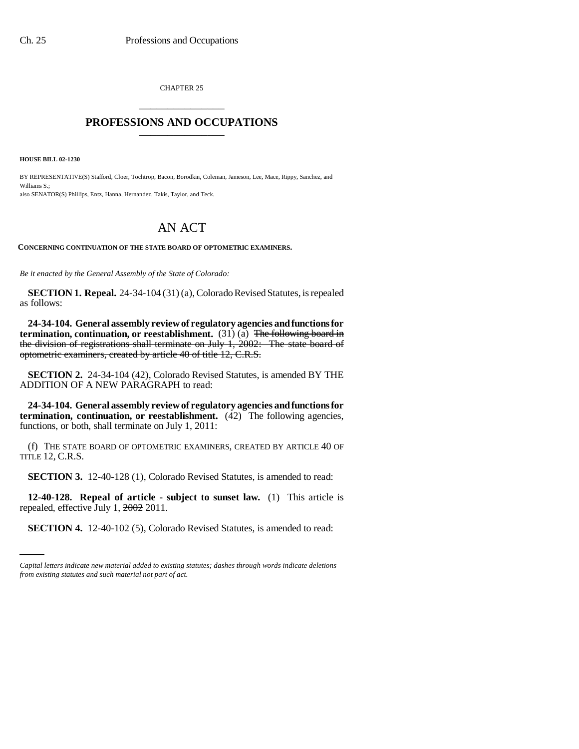CHAPTER 25

# PROFESSIONS AND OCCUPATIONS

**HOUSE BILL 02-1230**

BY REPRESENTATIVE(S) Stafford, Cloer, Tochtrop, Bacon, Borodkin, Coleman, Jameson, Lee, Mace, Rippy, Sanchez, and Williams S.;
also SENATOR(S) Phillips, Entz, Hanna, Hernandez, Takis, Taylor, and Teck.

# AN ACT

**CONCERNING CONTINUATION OF THE STATE BOARD OF OPTOMETRIC EXAMINERS.**

*Be it enacted by the General Assembly of the State of Colorado:*

**SECTION 1. Repeal.** 24-34-104 (31) (a), Colorado Revised Statutes, is repealed as follows:

**24-34-104. General assembly review of regulatory agencies and functions for termination, continuation, or reestablishment.** (31) (a) ~~The following board in the division of registrations shall terminate on July 1, 2002: The state board of optometric examiners, created by article 40 of title 12, C.R.S.~~

**SECTION 2.** 24-34-104 (42), Colorado Revised Statutes, is amended BY THE ADDITION OF A NEW PARAGRAPH to read:

**24-34-104. General assembly review of regulatory agencies and functions for termination, continuation, or reestablishment.** (42) The following agencies, functions, or both, shall terminate on July 1, 2011:

(f) THE STATE BOARD OF OPTOMETRIC EXAMINERS, CREATED BY ARTICLE 40 OF TITLE 12, C.R.S.

**SECTION 3.** 12-40-128 (1), Colorado Revised Statutes, is amended to read:

**12-40-128. Repeal of article - subject to sunset law.** (1) This article is repealed, effective July 1, ~~2002~~ 2011.

**SECTION 4.** 12-40-102 (5), Colorado Revised Statutes, is amended to read:

*Capital letters indicate new material added to existing statutes; dashes through words indicate deletions from existing statutes and such material not part of act.*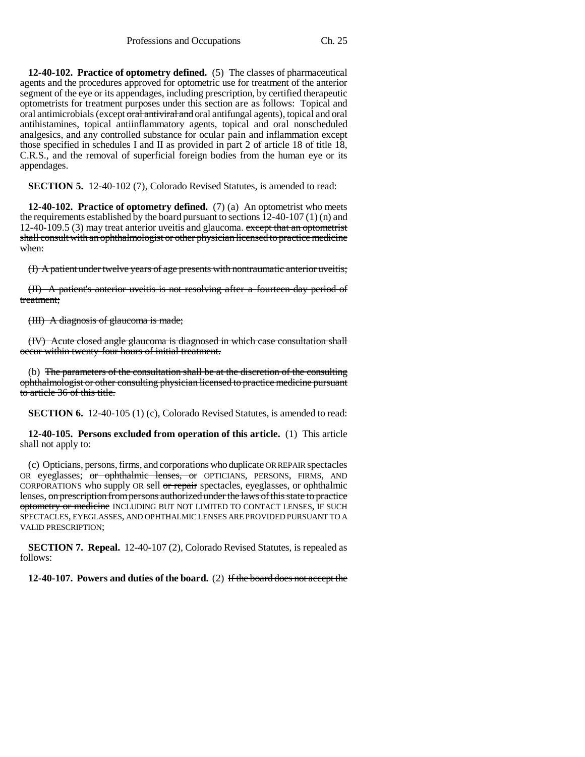**12-40-102. Practice of optometry defined.** (5) The classes of pharmaceutical agents and the procedures approved for optometric use for treatment of the anterior segment of the eye or its appendages, including prescription, by certified therapeutic optometrists for treatment purposes under this section are as follows: Topical and oral antimicrobials (except ~~oral antiviral and~~ oral antifungal agents), topical and oral antihistamines, topical antiinflammatory agents, topical and oral nonscheduled analgesics, and any controlled substance for ocular pain and inflammation except those specified in schedules I and II as provided in part 2 of article 18 of title 18, C.R.S., and the removal of superficial foreign bodies from the human eye or its appendages.

**SECTION 5.** 12-40-102 (7), Colorado Revised Statutes, is amended to read:

**12-40-102. Practice of optometry defined.** (7) (a) An optometrist who meets the requirements established by the board pursuant to sections 12-40-107 (1) (n) and 12-40-109.5 (3) may treat anterior uveitis and glaucoma. ~~except that an optometrist shall consult with an ophthalmologist or other physician licensed to practice medicine when:~~

~~(I) A patient under twelve years of age presents with nontraumatic anterior uveitis;~~

~~(II) A patient's anterior uveitis is not resolving after a fourteen-day period of treatment;~~

~~(III) A diagnosis of glaucoma is made;~~

~~(IV) Acute closed angle glaucoma is diagnosed in which case consultation shall occur within twenty-four hours of initial treatment.~~

(b) ~~The parameters of the consultation shall be at the discretion of the consulting ophthalmologist or other consulting physician licensed to practice medicine pursuant to article 36 of this title.~~

**SECTION 6.** 12-40-105 (1) (c), Colorado Revised Statutes, is amended to read:

**12-40-105. Persons excluded from operation of this article.** (1) This article shall not apply to:

(c) Opticians, persons, firms, and corporations who duplicate OR REPAIR spectacles OR eyeglasses; ~~or ophthalmic lenses, or~~ OPTICIANS, PERSONS, FIRMS, AND CORPORATIONS who supply OR sell ~~or repair~~ spectacles, eyeglasses, or ophthalmic lenses, ~~on prescription from persons authorized under the laws of this state to practice optometry or medicine~~ INCLUDING BUT NOT LIMITED TO CONTACT LENSES, IF SUCH SPECTACLES, EYEGLASSES, AND OPHTHALMIC LENSES ARE PROVIDED PURSUANT TO A VALID PRESCRIPTION;

**SECTION 7. Repeal.** 12-40-107 (2), Colorado Revised Statutes, is repealed as follows:

**12-40-107. Powers and duties of the board.** (2) ~~If the board does not accept the~~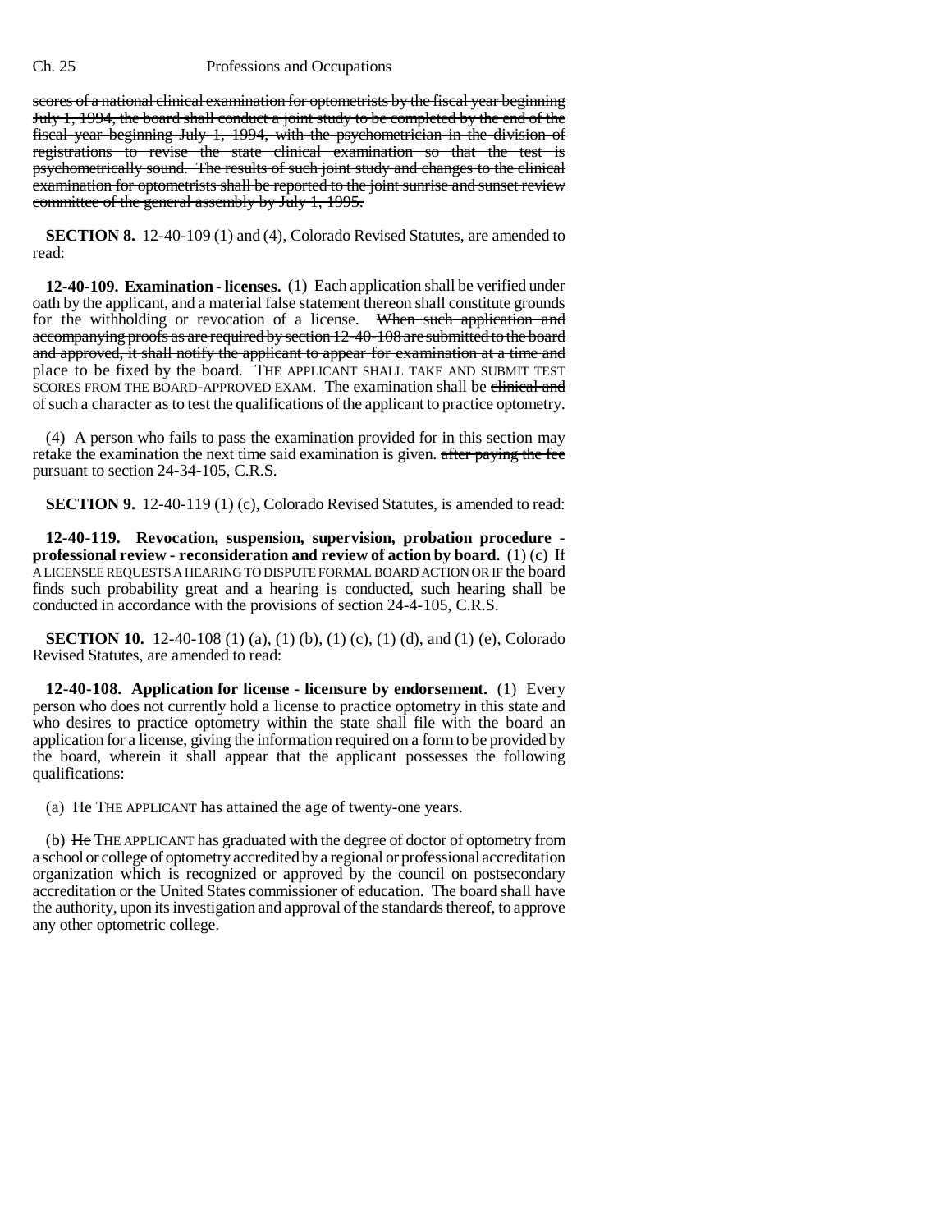~~scores of a national clinical examination for optometrists by the fiscal year beginning July 1, 1994, the board shall conduct a joint study to be completed by the end of the fiscal year beginning July 1, 1994, with the psychometrician in the division of registrations to revise the state clinical examination so that the test is psychometrically sound. The results of such joint study and changes to the clinical examination for optometrists shall be reported to the joint sunrise and sunset review committee of the general assembly by July 1, 1995.~~

**SECTION 8.** 12-40-109 (1) and (4), Colorado Revised Statutes, are amended to read:

**12-40-109. Examination - licenses.** (1) Each application shall be verified under oath by the applicant, and a material false statement thereon shall constitute grounds for the withholding or revocation of a license. ~~When such application and accompanying proofs as are required by section 12-40-108 are submitted to the board and approved, it shall notify the applicant to appear for examination at a time and place to be fixed by the board.~~ THE APPLICANT SHALL TAKE AND SUBMIT TEST SCORES FROM THE BOARD-APPROVED EXAM. The examination shall be ~~clinical and~~ of such a character as to test the qualifications of the applicant to practice optometry.

(4) A person who fails to pass the examination provided for in this section may retake the examination the next time said examination is given. ~~after paying the fee pursuant to section 24-34-105, C.R.S.~~

**SECTION 9.** 12-40-119 (1) (c), Colorado Revised Statutes, is amended to read:

**12-40-119. Revocation, suspension, supervision, probation procedure - professional review - reconsideration and review of action by board.** (1) (c) If A LICENSEE REQUESTS A HEARING TO DISPUTE FORMAL BOARD ACTION OR IF the board finds such probability great and a hearing is conducted, such hearing shall be conducted in accordance with the provisions of section 24-4-105, C.R.S.

**SECTION 10.** 12-40-108 (1) (a), (1) (b), (1) (c), (1) (d), and (1) (e), Colorado Revised Statutes, are amended to read:

**12-40-108. Application for license - licensure by endorsement.** (1) Every person who does not currently hold a license to practice optometry in this state and who desires to practice optometry within the state shall file with the board an application for a license, giving the information required on a form to be provided by the board, wherein it shall appear that the applicant possesses the following qualifications:

(a) ~~He~~ THE APPLICANT has attained the age of twenty-one years.

(b) ~~He~~ THE APPLICANT has graduated with the degree of doctor of optometry from a school or college of optometry accredited by a regional or professional accreditation organization which is recognized or approved by the council on postsecondary accreditation or the United States commissioner of education. The board shall have the authority, upon its investigation and approval of the standards thereof, to approve any other optometric college.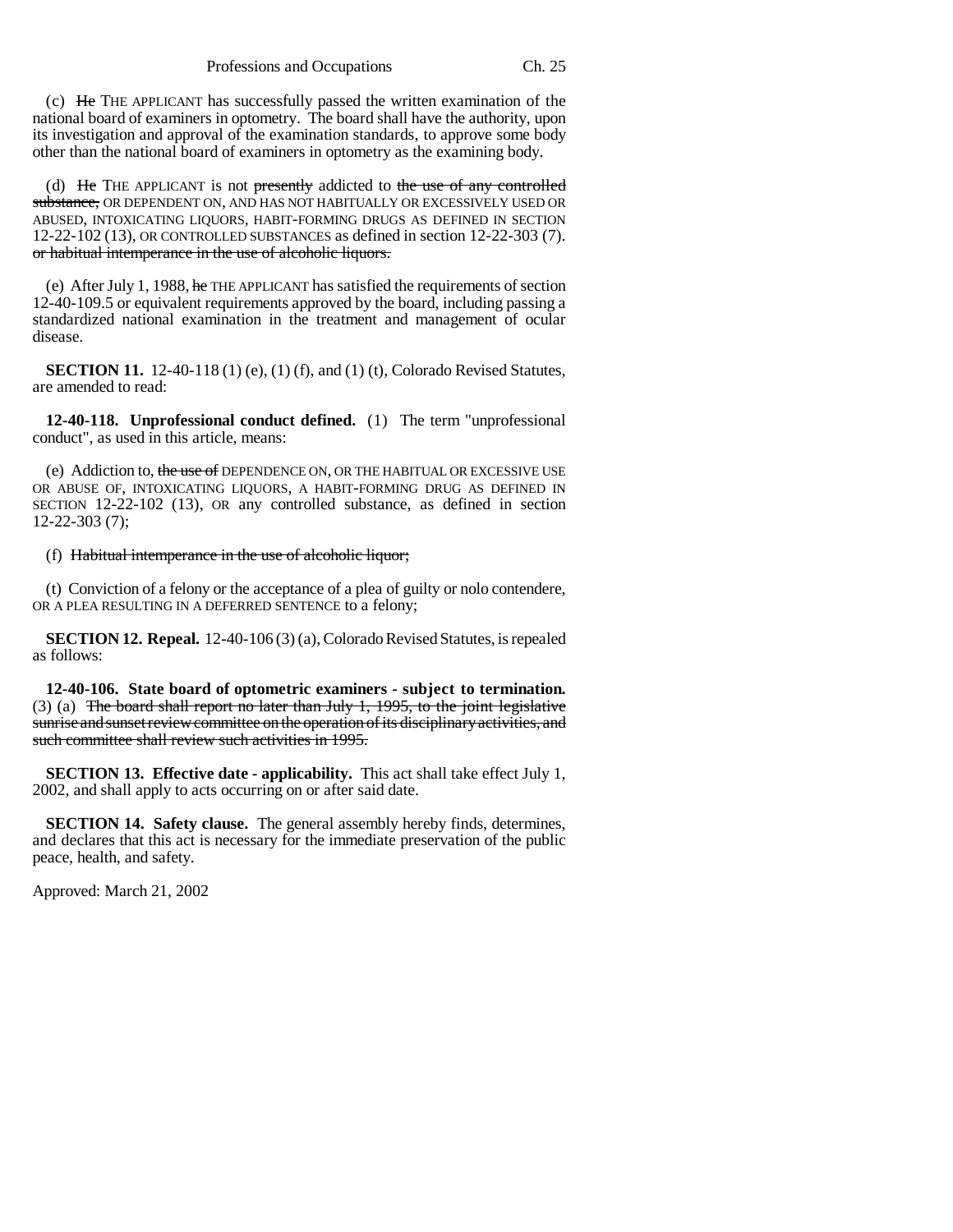(c) ~~He~~ THE APPLICANT has successfully passed the written examination of the national board of examiners in optometry. The board shall have the authority, upon its investigation and approval of the examination standards, to approve some body other than the national board of examiners in optometry as the examining body.

(d) ~~He~~ THE APPLICANT is not ~~presently~~ addicted to ~~the use of any controlled substance,~~ OR DEPENDENT ON, AND HAS NOT HABITUALLY OR EXCESSIVELY USED OR ABUSED, INTOXICATING LIQUORS, HABIT-FORMING DRUGS AS DEFINED IN SECTION 12-22-102 (13), OR CONTROLLED SUBSTANCES as defined in section 12-22-303 (7). ~~or habitual intemperance in the use of alcoholic liquors.~~

(e) After July 1, 1988, ~~he~~ THE APPLICANT has satisfied the requirements of section 12-40-109.5 or equivalent requirements approved by the board, including passing a standardized national examination in the treatment and management of ocular disease.

**SECTION 11.** 12-40-118 (1) (e), (1) (f), and (1) (t), Colorado Revised Statutes, are amended to read:

**12-40-118. Unprofessional conduct defined.** (1) The term "unprofessional conduct", as used in this article, means:

(e) Addiction to, ~~the use of~~ DEPENDENCE ON, OR THE HABITUAL OR EXCESSIVE USE OR ABUSE OF, INTOXICATING LIQUORS, A HABIT-FORMING DRUG AS DEFINED IN SECTION 12-22-102 (13), OR any controlled substance, as defined in section 12-22-303 (7);

(f) ~~Habitual intemperance in the use of alcoholic liquor;~~

(t) Conviction of a felony or the acceptance of a plea of guilty or nolo contendere, OR A PLEA RESULTING IN A DEFERRED SENTENCE to a felony;

**SECTION 12. Repeal.** 12-40-106 (3) (a), Colorado Revised Statutes, is repealed as follows:

**12-40-106. State board of optometric examiners - subject to termination.** (3) (a) ~~The board shall report no later than July 1, 1995, to the joint legislative sunrise and sunset review committee on the operation of its disciplinary activities, and such committee shall review such activities in 1995.~~

**SECTION 13. Effective date - applicability.** This act shall take effect July 1, 2002, and shall apply to acts occurring on or after said date.

**SECTION 14. Safety clause.** The general assembly hereby finds, determines, and declares that this act is necessary for the immediate preservation of the public peace, health, and safety.

Approved: March 21, 2002